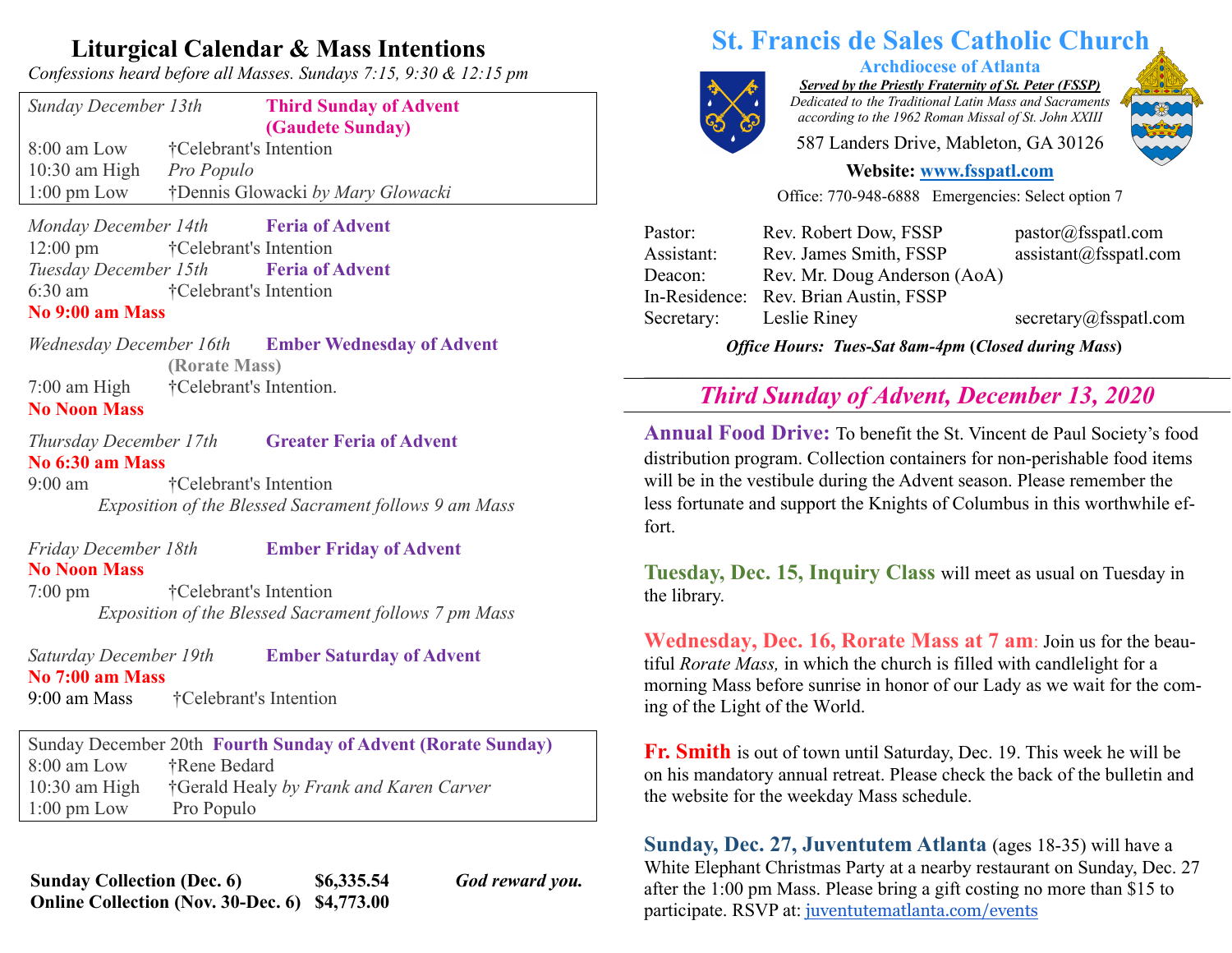# Liturgical Calendar & Mass Intentions

*Confessions heard before all Masses. Sundays 7:15, 9:30 & 12:15 pm*

*Sunday December 13th* — **Third Sunday of Advent (Gaudete Sunday)**

| | |
|---|---|
| 8:00 am Low | †Celebrant's Intention |
| 10:30 am High | *Pro Populo* |
| 1:00 pm Low | †Dennis Glowacki *by Mary Glowacki* |

*Monday December 14th* — **Feria of Advent**
12:00 pm — †Celebrant's Intention

*Tuesday December 15th* — **Feria of Advent**
6:30 am — †Celebrant's Intention
**No 9:00 am Mass**

*Wednesday December 16th* — **Ember Wednesday of Advent (Rorate Mass)**
7:00 am High — †Celebrant's Intention.
**No Noon Mass**

*Thursday December 17th* — **Greater Feria of Advent**
**No 6:30 am Mass**
9:00 am — †Celebrant's Intention
*Exposition of the Blessed Sacrament follows 9 am Mass*

*Friday December 18th* — **Ember Friday of Advent**
**No Noon Mass**
7:00 pm — †Celebrant's Intention
*Exposition of the Blessed Sacrament follows 7 pm Mass*

*Saturday December 19th* — **Ember Saturday of Advent**
**No 7:00 am Mass**
9:00 am Mass — †Celebrant's Intention

Sunday December 20th — **Fourth Sunday of Advent (Rorate Sunday)**

| | |
|---|---|
| 8:00 am Low | †Rene Bedard |
| 10:30 am High | †Gerald Healy *by Frank and Karen Carver* |
| 1:00 pm Low | Pro Populo |

| | | |
|---|---|---|
| **Sunday Collection (Dec. 6)** | **$6,335.54** | ***God reward you.*** |
| **Online Collection (Nov. 30-Dec. 6)** | **$4,773.00** | |

# St. Francis de Sales Catholic Church

**Archdiocese of Atlanta**

***Served by the Priestly Fraternity of St. Peter (FSSP)***

*Dedicated to the Traditional Latin Mass and Sacraments according to the 1962 Roman Missal of St. John XXIII*

587 Landers Drive, Mableton, GA 30126

**Website: www.fsspatl.com**

Office: 770-948-6888 Emergencies: Select option 7

| | | |
|---|---|---|
| Pastor: | Rev. Robert Dow, FSSP | pastor@fsspatl.com |
| Assistant: | Rev. James Smith, FSSP | assistant@fsspatl.com |
| Deacon: | Rev. Mr. Doug Anderson (AoA) | |
| In-Residence: | Rev. Brian Austin, FSSP | |
| Secretary: | Leslie Riney | secretary@fsspatl.com |

***Office Hours: Tues-Sat 8am-4pm (Closed during Mass)***

## *Third Sunday of Advent, December 13, 2020*

**Annual Food Drive:** To benefit the St. Vincent de Paul Society's food distribution program. Collection containers for non-perishable food items will be in the vestibule during the Advent season. Please remember the less fortunate and support the Knights of Columbus in this worthwhile effort.

**Tuesday, Dec. 15, Inquiry Class** will meet as usual on Tuesday in the library.

**Wednesday, Dec. 16, Rorate Mass at 7 am**: Join us for the beautiful *Rorate Mass,* in which the church is filled with candlelight for a morning Mass before sunrise in honor of our Lady as we wait for the coming of the Light of the World.

**Fr. Smith** is out of town until Saturday, Dec. 19. This week he will be on his mandatory annual retreat. Please check the back of the bulletin and the website for the weekday Mass schedule.

**Sunday, Dec. 27, Juventutem Atlanta** (ages 18-35) will have a White Elephant Christmas Party at a nearby restaurant on Sunday, Dec. 27 after the 1:00 pm Mass. Please bring a gift costing no more than $15 to participate. RSVP at: juventutematlanta.com/events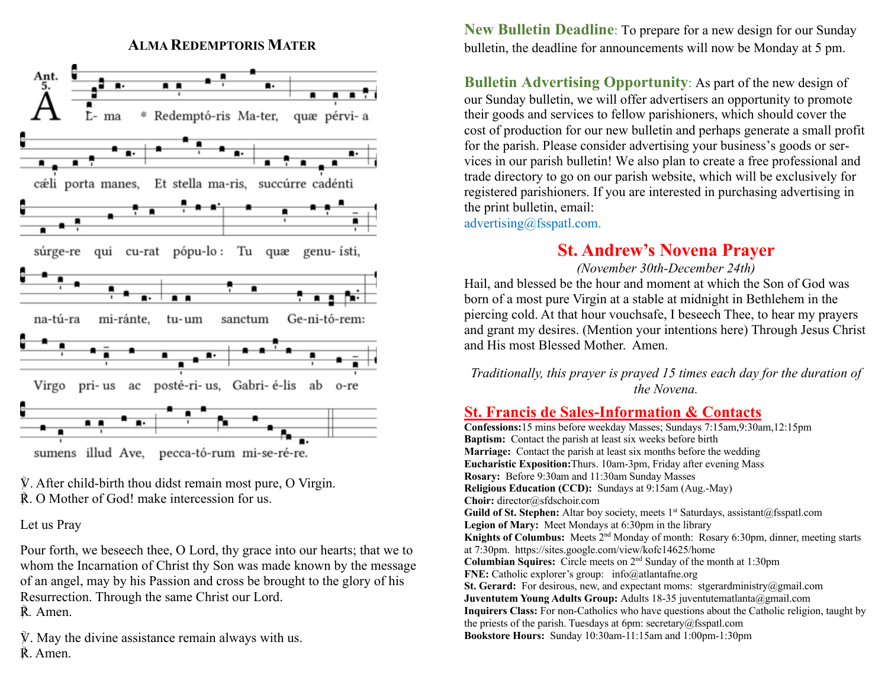## Alma Redemptoris Mater

Ant. 5.

A- ma * Redemptó-ris Ma-ter, quæ pérvi- a cæli porta manes, Et stella ma-ris, succúrre cadénti súrge-re qui cu-rat pópu-lo: Tu quæ genu- ísti, na-tú-ra mi-ránte, tu-um sanctum Ge-ni-tó-rem: Virgo pri- us ac posté-ri- us, Gabri- é-lis ab o-re sumens illud Ave, pecca-tó-rum mi-se-ré-re.

℣. After child-birth thou didst remain most pure, O Virgin.
℟. O Mother of God! make intercession for us.

Let us Pray

Pour forth, we beseech thee, O Lord, thy grace into our hearts; that we to whom the Incarnation of Christ thy Son was made known by the message of an angel, may by his Passion and cross be brought to the glory of his Resurrection. Through the same Christ our Lord.
℟. Amen.

℣. May the divine assistance remain always with us.
℟. Amen.

**New Bulletin Deadline**: To prepare for a new design for our Sunday bulletin, the deadline for announcements will now be Monday at 5 pm.

**Bulletin Advertising Opportunity**: As part of the new design of our Sunday bulletin, we will offer advertisers an opportunity to promote their goods and services to fellow parishioners, which should cover the cost of production for our new bulletin and perhaps generate a small profit for the parish. Please consider advertising your business's goods or services in our parish bulletin! We also plan to create a free professional and trade directory to go on our parish website, which will be exclusively for registered parishioners. If you are interested in purchasing advertising in the print bulletin, email:
advertising@fsspatl.com.

## St. Andrew's Novena Prayer

*(November 30th-December 24th)*

Hail, and blessed be the hour and moment at which the Son of God was born of a most pure Virgin at a stable at midnight in Bethlehem in the piercing cold. At that hour vouchsafe, I beseech Thee, to hear my prayers and grant my desires. (Mention your intentions here) Through Jesus Christ and His most Blessed Mother. Amen.

*Traditionally, this prayer is prayed 15 times each day for the duration of the Novena.*

## St. Francis de Sales-Information & Contacts

**Confessions:** 15 mins before weekday Masses; Sundays 7:15am, 9:30am, 12:15pm
**Baptism:** Contact the parish at least six weeks before birth
**Marriage:** Contact the parish at least six months before the wedding
**Eucharistic Exposition:** Thurs. 10am-3pm, Friday after evening Mass
**Rosary:** Before 9:30am and 11:30am Sunday Masses
**Religious Education (CCD):** Sundays at 9:15am (Aug.-May)
**Choir:** director@sfdschoir.com
**Guild of St. Stephen:** Altar boy society, meets 1st Saturdays, assistant@fsspatl.com
**Legion of Mary:** Meet Mondays at 6:30pm in the library
**Knights of Columbus:** Meets 2nd Monday of month: Rosary 6:30pm, dinner, meeting starts at 7:30pm. https://sites.google.com/view/kofc14625/home
**Columbian Squires:** Circle meets on 2nd Sunday of the month at 1:30pm
**FNE:** Catholic explorer's group: info@atlantafne.org
**St. Gerard:** For desirous, new, and expectant moms: stgerardministry@gmail.com
**Juventutem Young Adults Group:** Adults 18-35 juventutematlanta@gmail.com
**Inquirers Class:** For non-Catholics who have questions about the Catholic religion, taught by the priests of the parish. Tuesdays at 6pm: secretary@fsspatl.com
**Bookstore Hours:** Sunday 10:30am-11:15am and 1:00pm-1:30pm